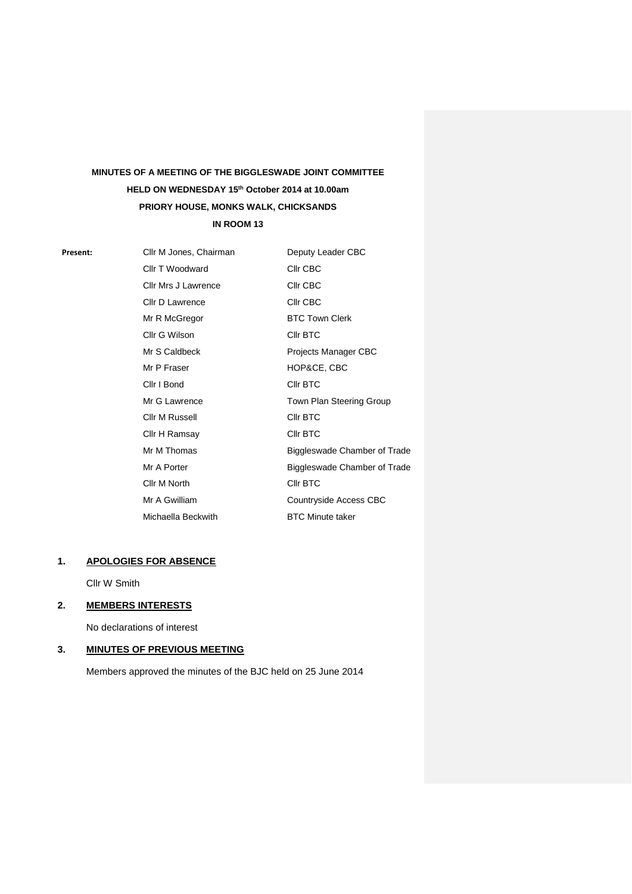**MINUTES OF A MEETING OF THE BIGGLESWADE JOINT COMMITTEE**

**HELD ON WEDNESDAY 15th October 2014 at 10.00am**

**PRIORY HOUSE, MONKS WALK, CHICKSANDS**

**IN ROOM 13**

| **Present:** | | |
|---|---|---|
| | Cllr M Jones, Chairman | Deputy Leader CBC |
| | Cllr T Woodward | Cllr CBC |
| | Cllr Mrs J Lawrence | Cllr CBC |
| | Cllr D Lawrence | Cllr CBC |
| | Mr R McGregor | BTC Town Clerk |
| | Cllr G Wilson | Cllr BTC |
| | Mr S Caldbeck | Projects Manager CBC |
| | Mr P Fraser | HOP&CE, CBC |
| | Cllr I Bond | Cllr BTC |
| | Mr G Lawrence | Town Plan Steering Group |
| | Cllr M Russell | Cllr BTC |
| | Cllr H Ramsay | Cllr BTC |
| | Mr M Thomas | Biggleswade Chamber of Trade |
| | Mr A Porter | Biggleswade Chamber of Trade |
| | Cllr M North | Cllr BTC |
| | Mr A Gwilliam | Countryside Access CBC |
| | Michaella Beckwith | BTC Minute taker |

## 1. APOLOGIES FOR ABSENCE

Cllr W Smith

## 2. MEMBERS INTERESTS

No declarations of interest

## 3. MINUTES OF PREVIOUS MEETING

Members approved the minutes of the BJC held on 25 June 2014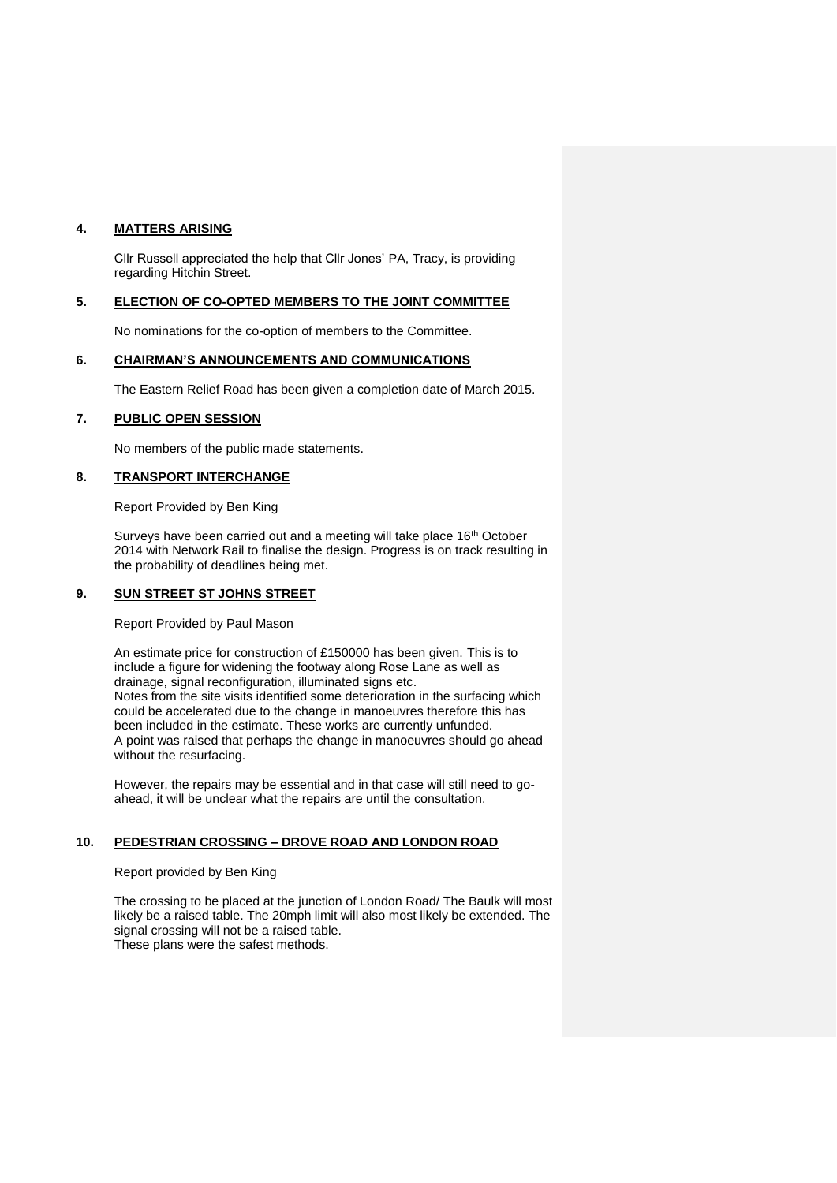## 4. MATTERS ARISING

Cllr Russell appreciated the help that Cllr Jones' PA, Tracy, is providing regarding Hitchin Street.

## 5. ELECTION OF CO-OPTED MEMBERS TO THE JOINT COMMITTEE

No nominations for the co-option of members to the Committee.

## 6. CHAIRMAN'S ANNOUNCEMENTS AND COMMUNICATIONS

The Eastern Relief Road has been given a completion date of March 2015.

## 7. PUBLIC OPEN SESSION

No members of the public made statements.

## 8. TRANSPORT INTERCHANGE

Report Provided by Ben King

Surveys have been carried out and a meeting will take place 16th October 2014 with Network Rail to finalise the design. Progress is on track resulting in the probability of deadlines being met.

## 9. SUN STREET ST JOHNS STREET

Report Provided by Paul Mason

An estimate price for construction of £150000 has been given. This is to include a figure for widening the footway along Rose Lane as well as drainage, signal reconfiguration, illuminated signs etc.
Notes from the site visits identified some deterioration in the surfacing which could be accelerated due to the change in manoeuvres therefore this has been included in the estimate. These works are currently unfunded.
A point was raised that perhaps the change in manoeuvres should go ahead without the resurfacing.

However, the repairs may be essential and in that case will still need to go-ahead, it will be unclear what the repairs are until the consultation.

## 10. PEDESTRIAN CROSSING – DROVE ROAD AND LONDON ROAD

Report provided by Ben King

The crossing to be placed at the junction of London Road/ The Baulk will most likely be a raised table. The 20mph limit will also most likely be extended. The signal crossing will not be a raised table.
These plans were the safest methods.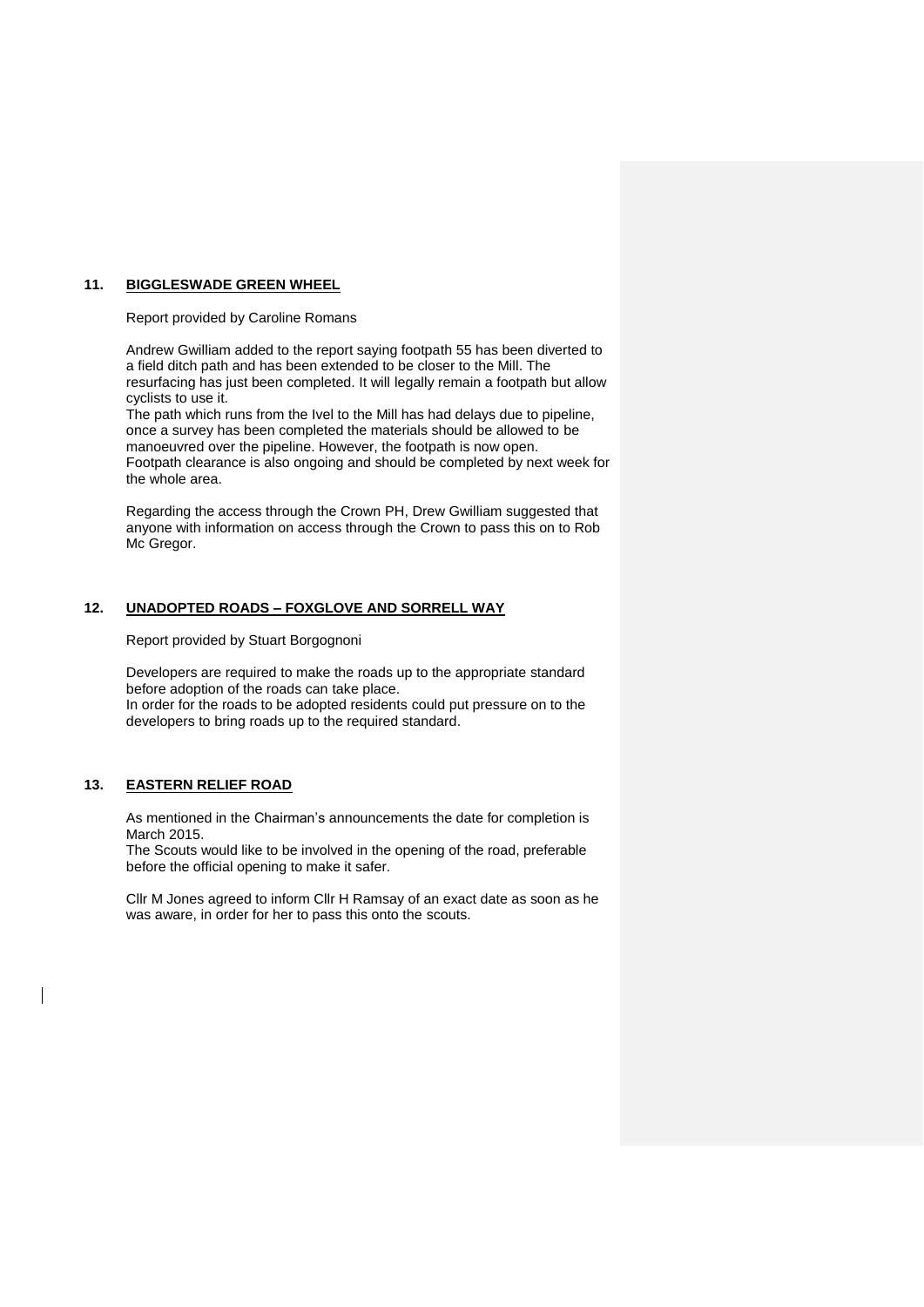## 11. BIGGLESWADE GREEN WHEEL

Report provided by Caroline Romans

Andrew Gwilliam added to the report saying footpath 55 has been diverted to a field ditch path and has been extended to be closer to the Mill. The resurfacing has just been completed. It will legally remain a footpath but allow cyclists to use it.
The path which runs from the Ivel to the Mill has had delays due to pipeline, once a survey has been completed the materials should be allowed to be manoeuvred over the pipeline. However, the footpath is now open.
Footpath clearance is also ongoing and should be completed by next week for the whole area.

Regarding the access through the Crown PH, Drew Gwilliam suggested that anyone with information on access through the Crown to pass this on to Rob Mc Gregor.

## 12. UNADOPTED ROADS – FOXGLOVE AND SORRELL WAY

Report provided by Stuart Borgognoni

Developers are required to make the roads up to the appropriate standard before adoption of the roads can take place.
In order for the roads to be adopted residents could put pressure on to the developers to bring roads up to the required standard.

## 13. EASTERN RELIEF ROAD

As mentioned in the Chairman's announcements the date for completion is March 2015.
The Scouts would like to be involved in the opening of the road, preferable before the official opening to make it safer.

Cllr M Jones agreed to inform Cllr H Ramsay of an exact date as soon as he was aware, in order for her to pass this onto the scouts.